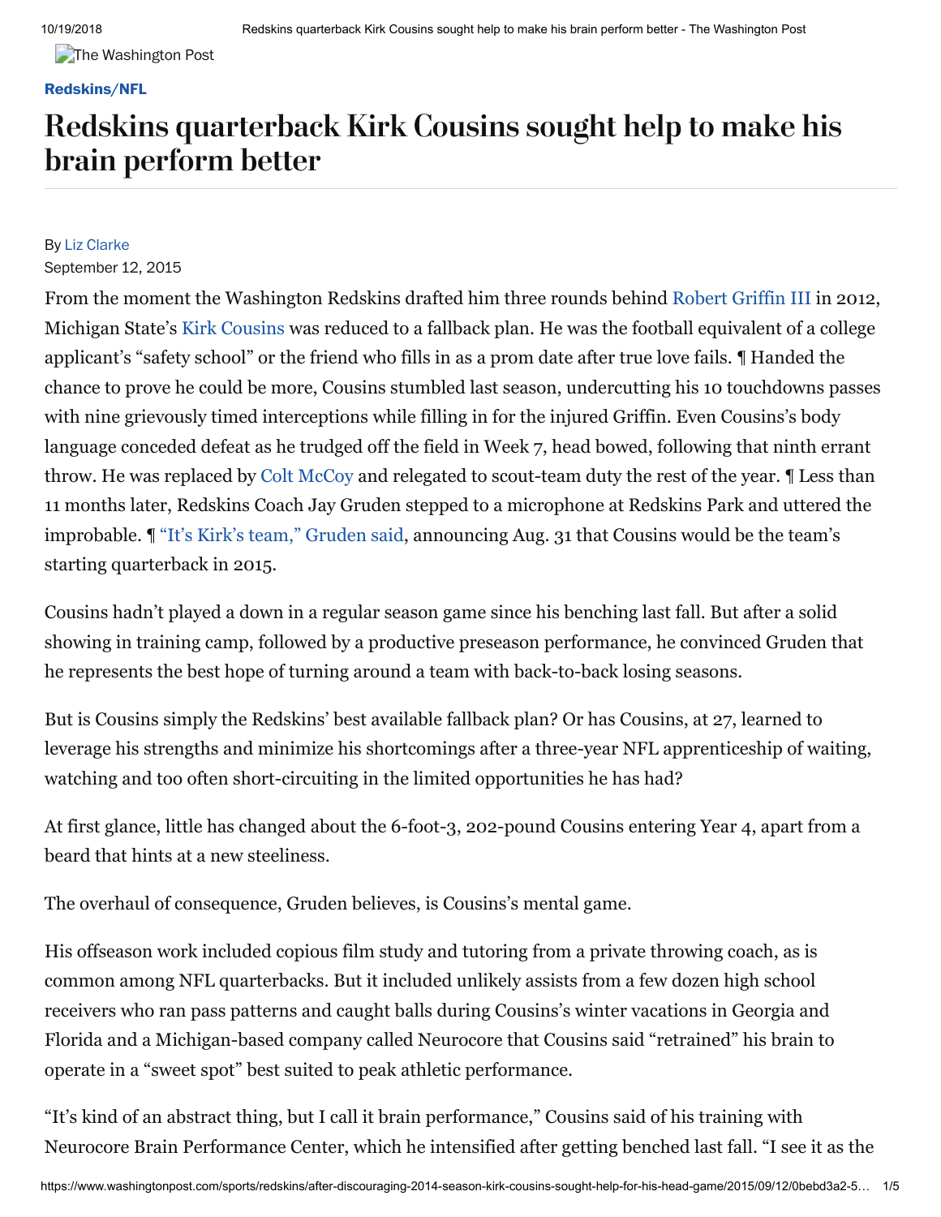Redskins/NFL

# Redskins quarterback Kirk Cousins sought help to make his brain perform better

By Liz Clarke

September 12, 2015

From the moment the Washington Redskins drafted him three rounds behind Robert Griffin III in 2012, Michigan State's Kirk Cousins was reduced to a fallback plan. He was the football equivalent of a college applicant's "safety school" or the friend who fills in as a prom date after true love fails. ¶ Handed the chance to prove he could be more, Cousins stumbled last season, undercutting his 10 touchdowns passes with nine grievously timed interceptions while filling in for the injured Griffin. Even Cousins's body language conceded defeat as he trudged off the field in Week 7, head bowed, following that ninth errant throw. He was replaced by Colt McCoy and relegated to scout-team duty the rest of the year. ¶ Less than 11 months later, Redskins Coach Jay Gruden stepped to a microphone at Redskins Park and uttered the improbable. ¶ "It's Kirk's team," Gruden said, announcing Aug. 31 that Cousins would be the team's starting quarterback in 2015.

Cousins hadn't played a down in a regular season game since his benching last fall. But after a solid showing in training camp, followed by a productive preseason performance, he convinced Gruden that he represents the best hope of turning around a team with back-to-back losing seasons.

But is Cousins simply the Redskins' best available fallback plan? Or has Cousins, at 27, learned to leverage his strengths and minimize his shortcomings after a three-year NFL apprenticeship of waiting, watching and too often short-circuiting in the limited opportunities he has had?

At first glance, little has changed about the 6-foot-3, 202-pound Cousins entering Year 4, apart from a beard that hints at a new steeliness.

The overhaul of consequence, Gruden believes, is Cousins's mental game.

His offseason work included copious film study and tutoring from a private throwing coach, as is common among NFL quarterbacks. But it included unlikely assists from a few dozen high school receivers who ran pass patterns and caught balls during Cousins's winter vacations in Georgia and Florida and a Michigan-based company called Neurocore that Cousins said "retrained" his brain to operate in a "sweet spot" best suited to peak athletic performance.

"It's kind of an abstract thing, but I call it brain performance," Cousins said of his training with Neurocore Brain Performance Center, which he intensified after getting benched last fall. "I see it as the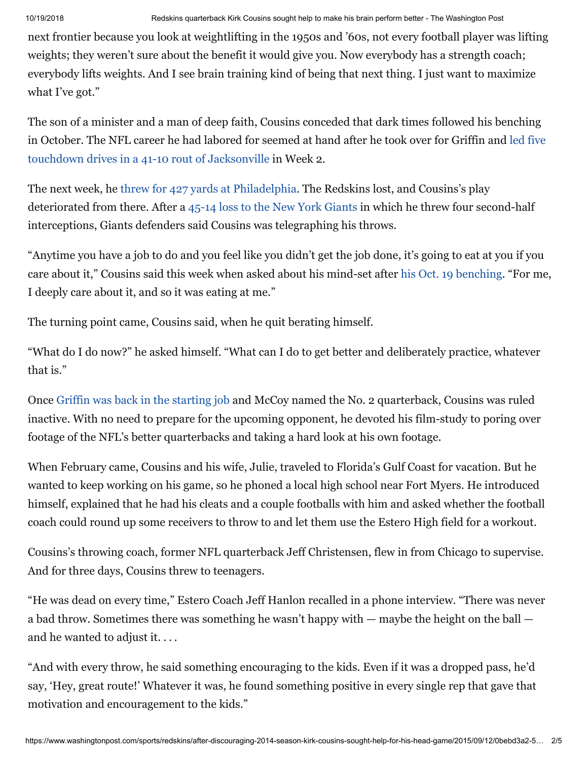next frontier because you look at weightlifting in the 1950s and '60s, not every football player was lifting weights; they weren't sure about the benefit it would give you. Now everybody has a strength coach; everybody lifts weights. And I see brain training kind of being that next thing. I just want to maximize what I've got."

The son of a minister and a man of deep faith, Cousins conceded that dark times followed his benching in October. The NFL career he had labored for seemed at hand after he took over for Griffin and led five touchdown drives in a 41-10 rout of Jacksonville in Week 2.

The next week, he threw for 427 yards at Philadelphia. The Redskins lost, and Cousins's play deteriorated from there. After a 45-14 loss to the New York Giants in which he threw four second-half interceptions, Giants defenders said Cousins was telegraphing his throws.

"Anytime you have a job to do and you feel like you didn't get the job done, it's going to eat at you if you care about it," Cousins said this week when asked about his mind-set after his Oct. 19 benching. "For me, I deeply care about it, and so it was eating at me."

The turning point came, Cousins said, when he quit berating himself.

"What do I do now?" he asked himself. "What can I do to get better and deliberately practice, whatever that is."

Once Griffin was back in the starting job and McCoy named the No. 2 quarterback, Cousins was ruled inactive. With no need to prepare for the upcoming opponent, he devoted his film-study to poring over footage of the NFL's better quarterbacks and taking a hard look at his own footage.

When February came, Cousins and his wife, Julie, traveled to Florida's Gulf Coast for vacation. But he wanted to keep working on his game, so he phoned a local high school near Fort Myers. He introduced himself, explained that he had his cleats and a couple footballs with him and asked whether the football coach could round up some receivers to throw to and let them use the Estero High field for a workout.

Cousins's throwing coach, former NFL quarterback Jeff Christensen, flew in from Chicago to supervise. And for three days, Cousins threw to teenagers.

"He was dead on every time," Estero Coach Jeff Hanlon recalled in a phone interview. "There was never a bad throw. Sometimes there was something he wasn't happy with — maybe the height on the ball — and he wanted to adjust it. . . .

"And with every throw, he said something encouraging to the kids. Even if it was a dropped pass, he'd say, 'Hey, great route!' Whatever it was, he found something positive in every single rep that gave that motivation and encouragement to the kids."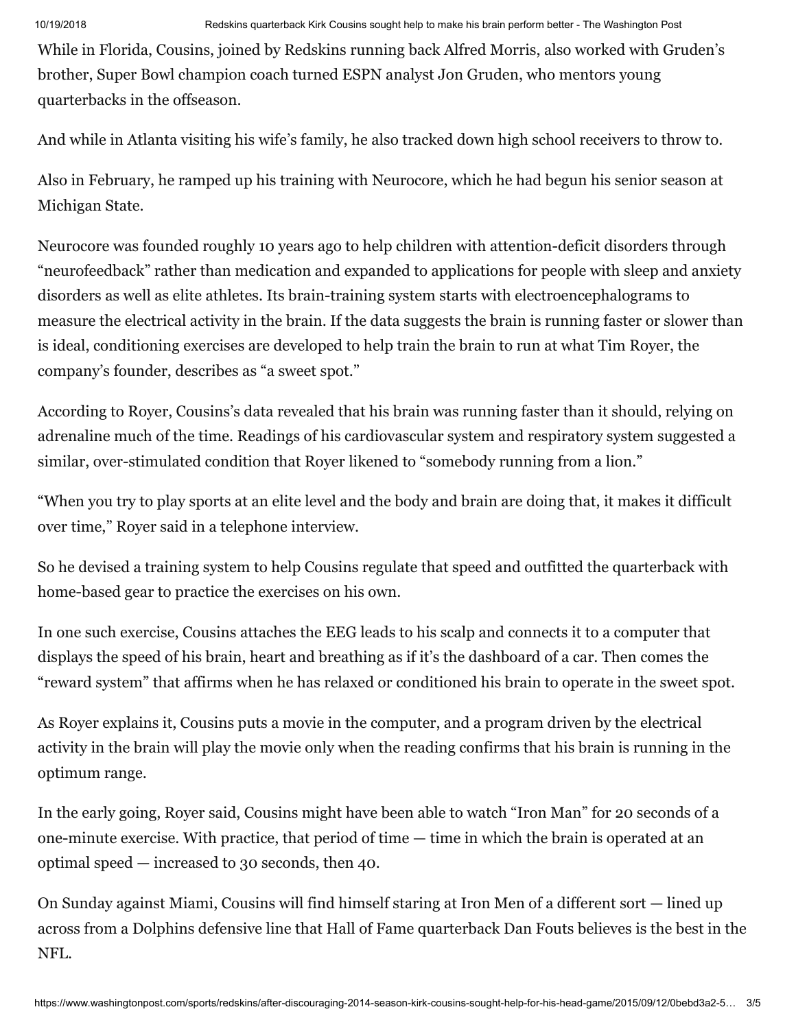While in Florida, Cousins, joined by Redskins running back Alfred Morris, also worked with Gruden's brother, Super Bowl champion coach turned ESPN analyst Jon Gruden, who mentors young quarterbacks in the offseason.

And while in Atlanta visiting his wife's family, he also tracked down high school receivers to throw to.

Also in February, he ramped up his training with Neurocore, which he had begun his senior season at Michigan State.

Neurocore was founded roughly 10 years ago to help children with attention-deficit disorders through "neurofeedback" rather than medication and expanded to applications for people with sleep and anxiety disorders as well as elite athletes. Its brain-training system starts with electroencephalograms to measure the electrical activity in the brain. If the data suggests the brain is running faster or slower than is ideal, conditioning exercises are developed to help train the brain to run at what Tim Royer, the company's founder, describes as "a sweet spot."

According to Royer, Cousins's data revealed that his brain was running faster than it should, relying on adrenaline much of the time. Readings of his cardiovascular system and respiratory system suggested a similar, over-stimulated condition that Royer likened to "somebody running from a lion."

"When you try to play sports at an elite level and the body and brain are doing that, it makes it difficult over time," Royer said in a telephone interview.

So he devised a training system to help Cousins regulate that speed and outfitted the quarterback with home-based gear to practice the exercises on his own.

In one such exercise, Cousins attaches the EEG leads to his scalp and connects it to a computer that displays the speed of his brain, heart and breathing as if it's the dashboard of a car. Then comes the "reward system" that affirms when he has relaxed or conditioned his brain to operate in the sweet spot.

As Royer explains it, Cousins puts a movie in the computer, and a program driven by the electrical activity in the brain will play the movie only when the reading confirms that his brain is running in the optimum range.

In the early going, Royer said, Cousins might have been able to watch "Iron Man" for 20 seconds of a one-minute exercise. With practice, that period of time — time in which the brain is operated at an optimal speed — increased to 30 seconds, then 40.

On Sunday against Miami, Cousins will find himself staring at Iron Men of a different sort — lined up across from a Dolphins defensive line that Hall of Fame quarterback Dan Fouts believes is the best in the NFL.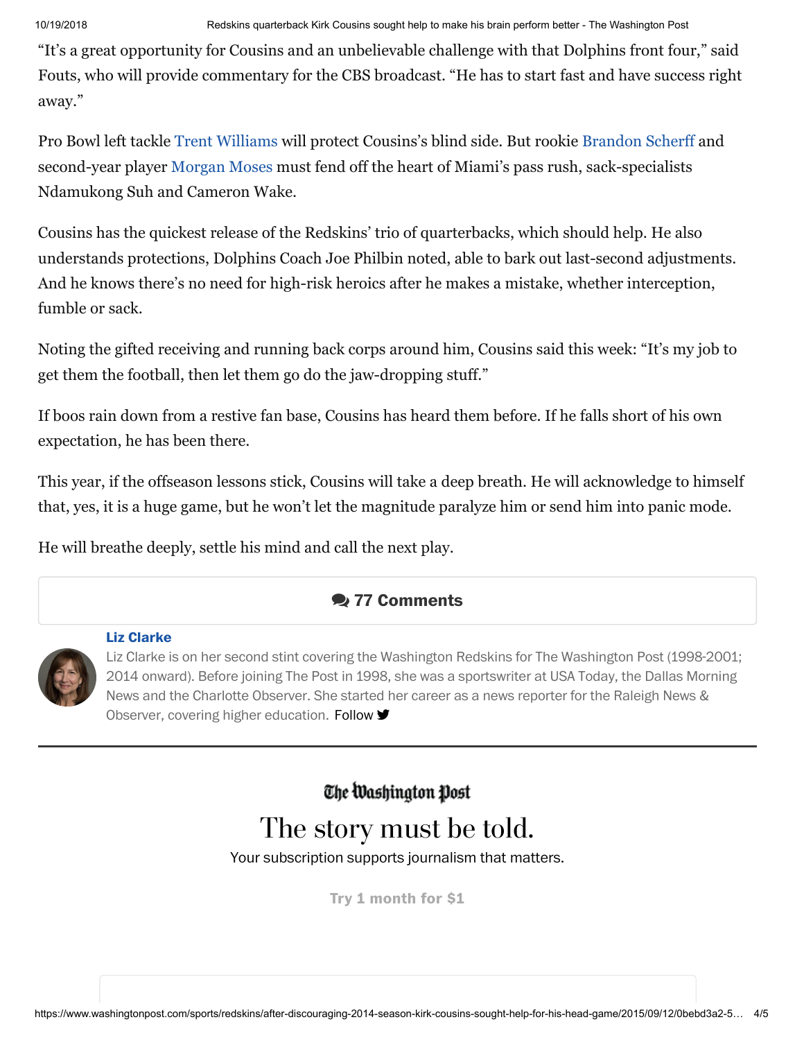"It's a great opportunity for Cousins and an unbelievable challenge with that Dolphins front four," said Fouts, who will provide commentary for the CBS broadcast. "He has to start fast and have success right away."

Pro Bowl left tackle Trent Williams will protect Cousins's blind side. But rookie Brandon Scherff and second-year player Morgan Moses must fend off the heart of Miami's pass rush, sack-specialists Ndamukong Suh and Cameron Wake.

Cousins has the quickest release of the Redskins' trio of quarterbacks, which should help. He also understands protections, Dolphins Coach Joe Philbin noted, able to bark out last-second adjustments. And he knows there's no need for high-risk heroics after he makes a mistake, whether interception, fumble or sack.

Noting the gifted receiving and running back corps around him, Cousins said this week: "It's my job to get them the football, then let them go do the jaw-dropping stuff."

If boos rain down from a restive fan base, Cousins has heard them before. If he falls short of his own expectation, he has been there.

This year, if the offseason lessons stick, Cousins will take a deep breath. He will acknowledge to himself that, yes, it is a huge game, but he won't let the magnitude paralyze him or send him into panic mode.

He will breathe deeply, settle his mind and call the next play.

**77 Comments**

**Liz Clarke**

Liz Clarke is on her second stint covering the Washington Redskins for The Washington Post (1998-2001; 2014 onward). Before joining The Post in 1998, she was a sportswriter at USA Today, the Dallas Morning News and the Charlotte Observer. She started her career as a news reporter for the Raleigh News & Observer, covering higher education. Follow

The Washington Post

The story must be told.

Your subscription supports journalism that matters.

Try 1 month for $1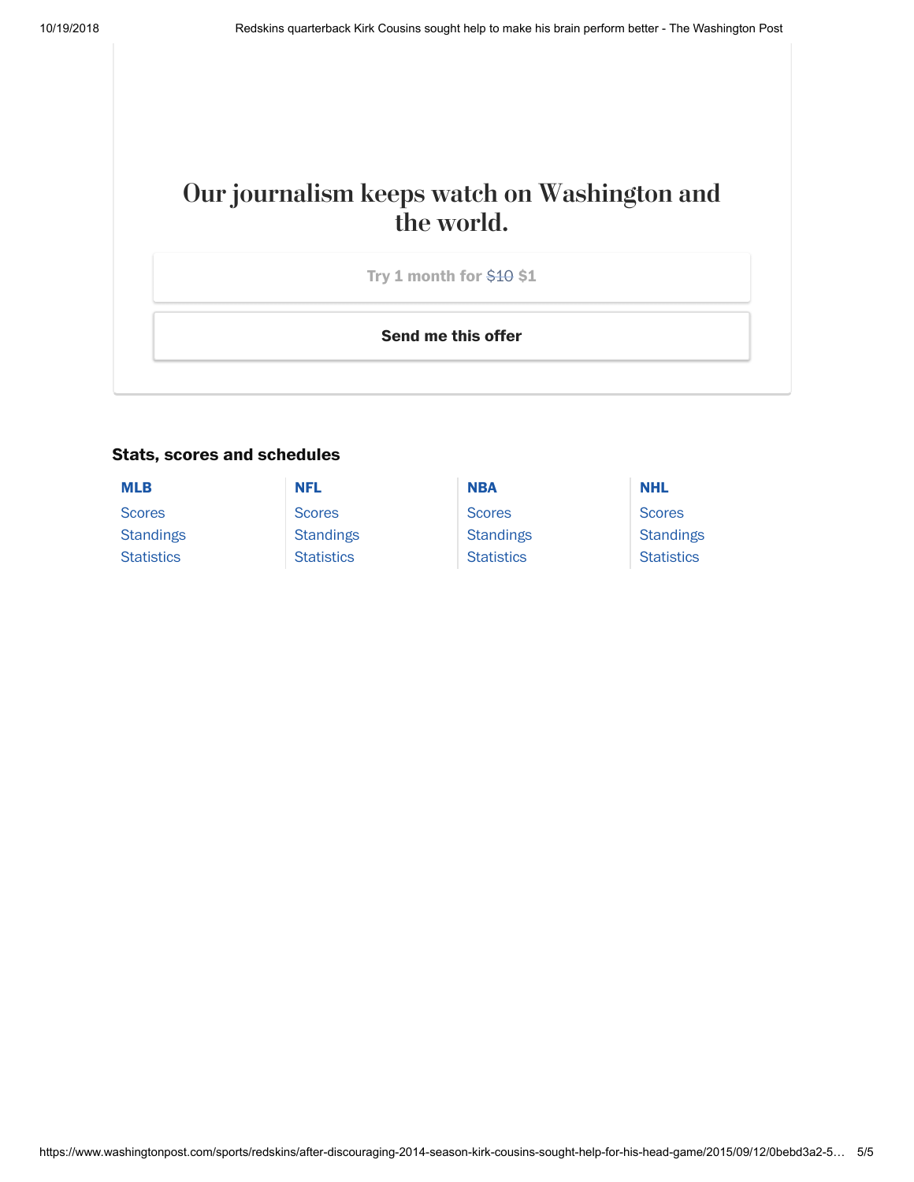## Our journalism keeps watch on Washington and the world.

Try 1 month for ~~$10~~ $1

**Send me this offer**

### Stats, scores and schedules

**MLB**

Scores

Standings

Statistics

**NFL**

Scores

Standings

Statistics

**NBA**

Scores

Standings

Statistics

**NHL**

Scores

Standings

Statistics